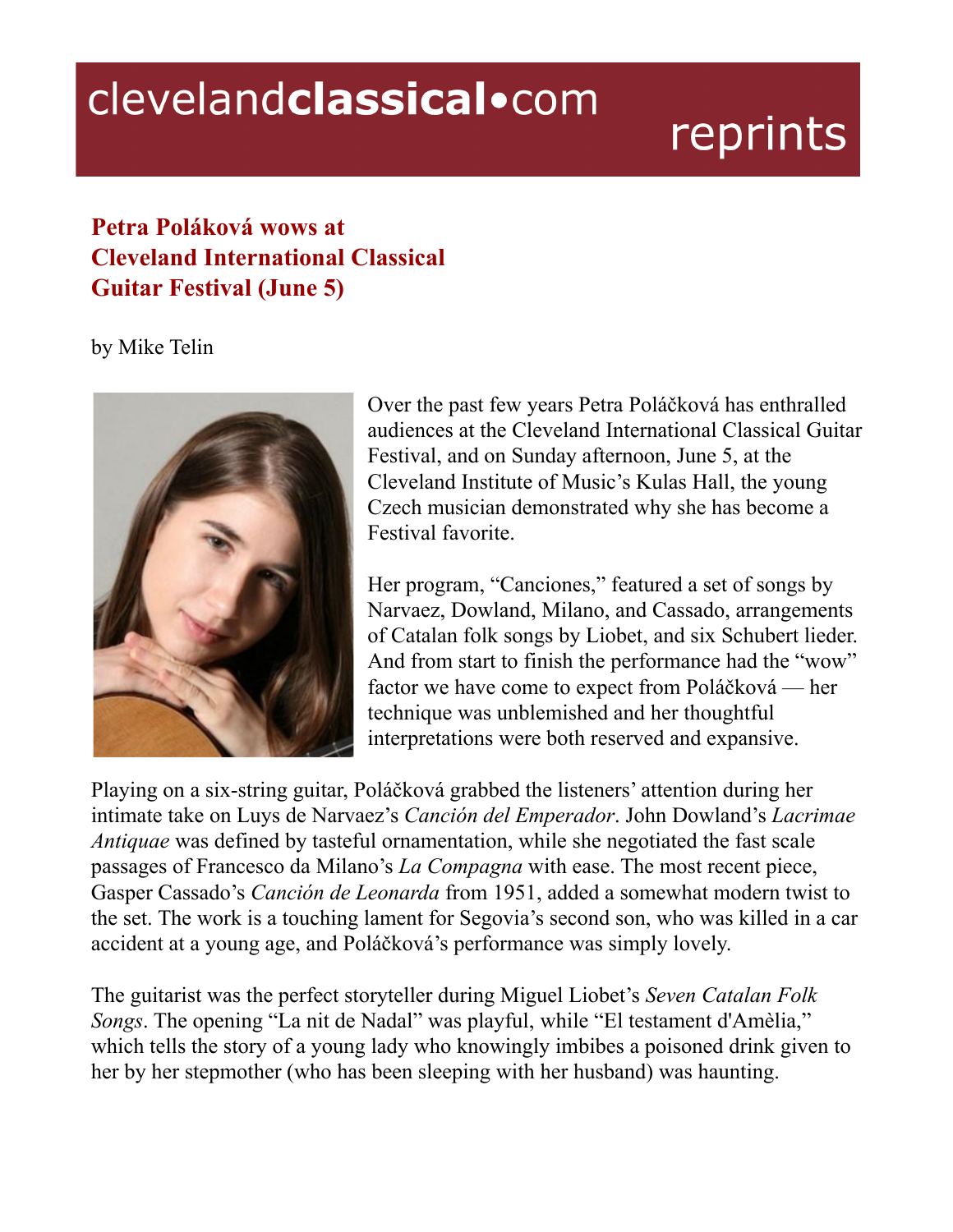# Petra Poláková wows at Cleveland International Classical Guitar Festival (June 5)

by Mike Telin

Over the past few years Petra Poláčková has enthralled audiences at the Cleveland International Classical Guitar Festival, and on Sunday afternoon, June 5, at the Cleveland Institute of Music's Kulas Hall, the young Czech musician demonstrated why she has become a Festival favorite.

Her program, "Canciones," featured a set of songs by Narvaez, Dowland, Milano, and Cassado, arrangements of Catalan folk songs by Liobet, and six Schubert lieder. And from start to finish the performance had the "wow" factor we have come to expect from Poláčková — her technique was unblemished and her thoughtful interpretations were both reserved and expansive.

Playing on a six-string guitar, Poláčková grabbed the listeners' attention during her intimate take on Luys de Narvaez's *Canción del Emperador*. John Dowland's *Lacrimae Antiquae* was defined by tasteful ornamentation, while she negotiated the fast scale passages of Francesco da Milano's *La Compagna* with ease. The most recent piece, Gasper Cassado's *Canción de Leonarda* from 1951, added a somewhat modern twist to the set. The work is a touching lament for Segovia's second son, who was killed in a car accident at a young age, and Poláčková's performance was simply lovely.

The guitarist was the perfect storyteller during Miguel Liobet's *Seven Catalan Folk Songs*. The opening "La nit de Nadal" was playful, while "El testament d'Amèlia," which tells the story of a young lady who knowingly imbibes a poisoned drink given to her by her stepmother (who has been sleeping with her husband) was haunting.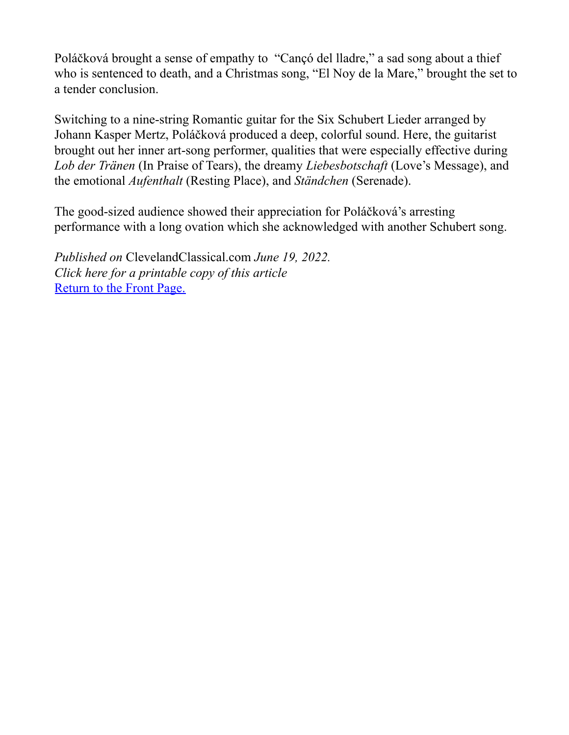Poláčková brought a sense of empathy to "Cançó del lladre," a sad song about a thief who is sentenced to death, and a Christmas song, "El Noy de la Mare," brought the set to a tender conclusion.

Switching to a nine-string Romantic guitar for the Six Schubert Lieder arranged by Johann Kasper Mertz, Poláčková produced a deep, colorful sound. Here, the guitarist brought out her inner art-song performer, qualities that were especially effective during *Lob der Tränen* (In Praise of Tears), the dreamy *Liebesbotschaft* (Love's Message), and the emotional *Aufenthalt* (Resting Place), and *Ständchen* (Serenade).

The good-sized audience showed their appreciation for Poláčková's arresting performance with a long ovation which she acknowledged with another Schubert song.

*Published on* ClevelandClassical.com *June 19, 2022.*
*Click here for a printable copy of this article*
Return to the Front Page.